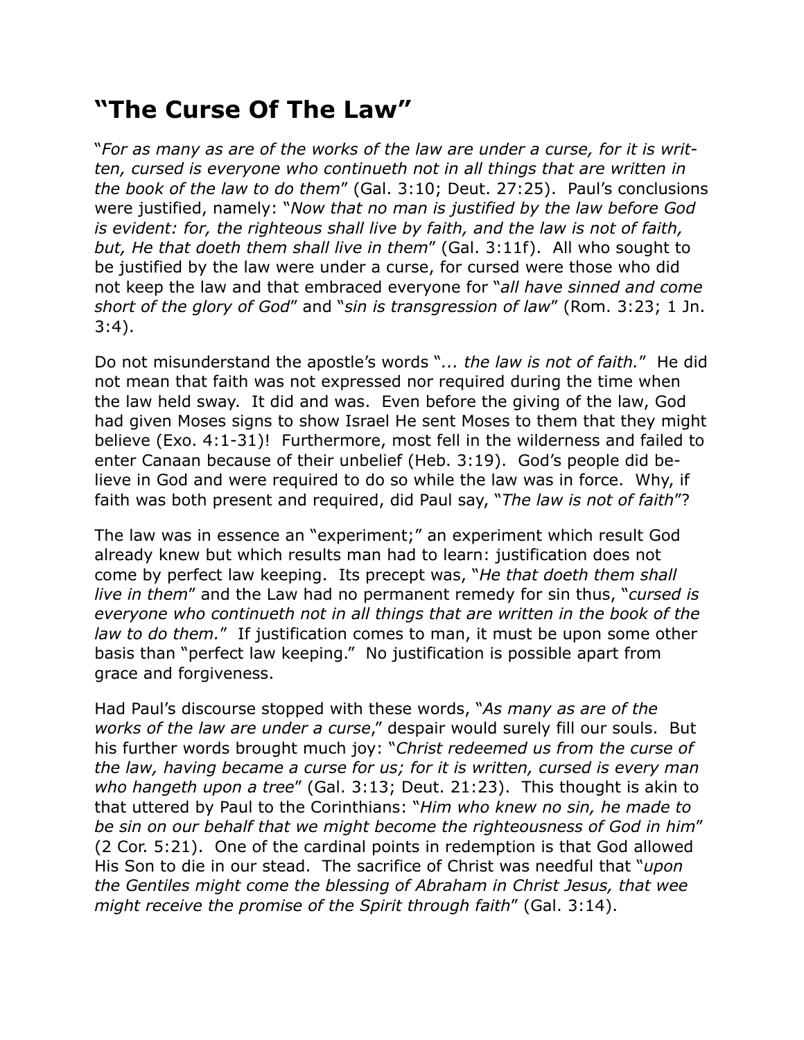# "The Curse Of The Law"

"*For as many as are of the works of the law are under a curse, for it is written, cursed is everyone who continueth not in all things that are written in the book of the law to do them*" (Gal. 3:10; Deut. 27:25). Paul's conclusions were justified, namely: "*Now that no man is justified by the law before God is evident: for, the righteous shall live by faith, and the law is not of faith, but, He that doeth them shall live in them*" (Gal. 3:11f). All who sought to be justified by the law were under a curse, for cursed were those who did not keep the law and that embraced everyone for "*all have sinned and come short of the glory of God*" and "*sin is transgression of law*" (Rom. 3:23; 1 Jn. 3:4).

Do not misunderstand the apostle's words "*... the law is not of faith.*" He did not mean that faith was not expressed nor required during the time when the law held sway. It did and was. Even before the giving of the law, God had given Moses signs to show Israel He sent Moses to them that they might believe (Exo. 4:1-31)! Furthermore, most fell in the wilderness and failed to enter Canaan because of their unbelief (Heb. 3:19). God's people did believe in God and were required to do so while the law was in force. Why, if faith was both present and required, did Paul say, "*The law is not of faith*"?

The law was in essence an "experiment;" an experiment which result God already knew but which results man had to learn: justification does not come by perfect law keeping. Its precept was, "*He that doeth them shall live in them*" and the Law had no permanent remedy for sin thus, "*cursed is everyone who continueth not in all things that are written in the book of the law to do them.*" If justification comes to man, it must be upon some other basis than "perfect law keeping." No justification is possible apart from grace and forgiveness.

Had Paul's discourse stopped with these words, "*As many as are of the works of the law are under a curse*," despair would surely fill our souls. But his further words brought much joy: "*Christ redeemed us from the curse of the law, having became a curse for us; for it is written, cursed is every man who hangeth upon a tree*" (Gal. 3:13; Deut. 21:23). This thought is akin to that uttered by Paul to the Corinthians: "*Him who knew no sin, he made to be sin on our behalf that we might become the righteousness of God in him*" (2 Cor. 5:21). One of the cardinal points in redemption is that God allowed His Son to die in our stead. The sacrifice of Christ was needful that "*upon the Gentiles might come the blessing of Abraham in Christ Jesus, that wee might receive the promise of the Spirit through faith*" (Gal. 3:14).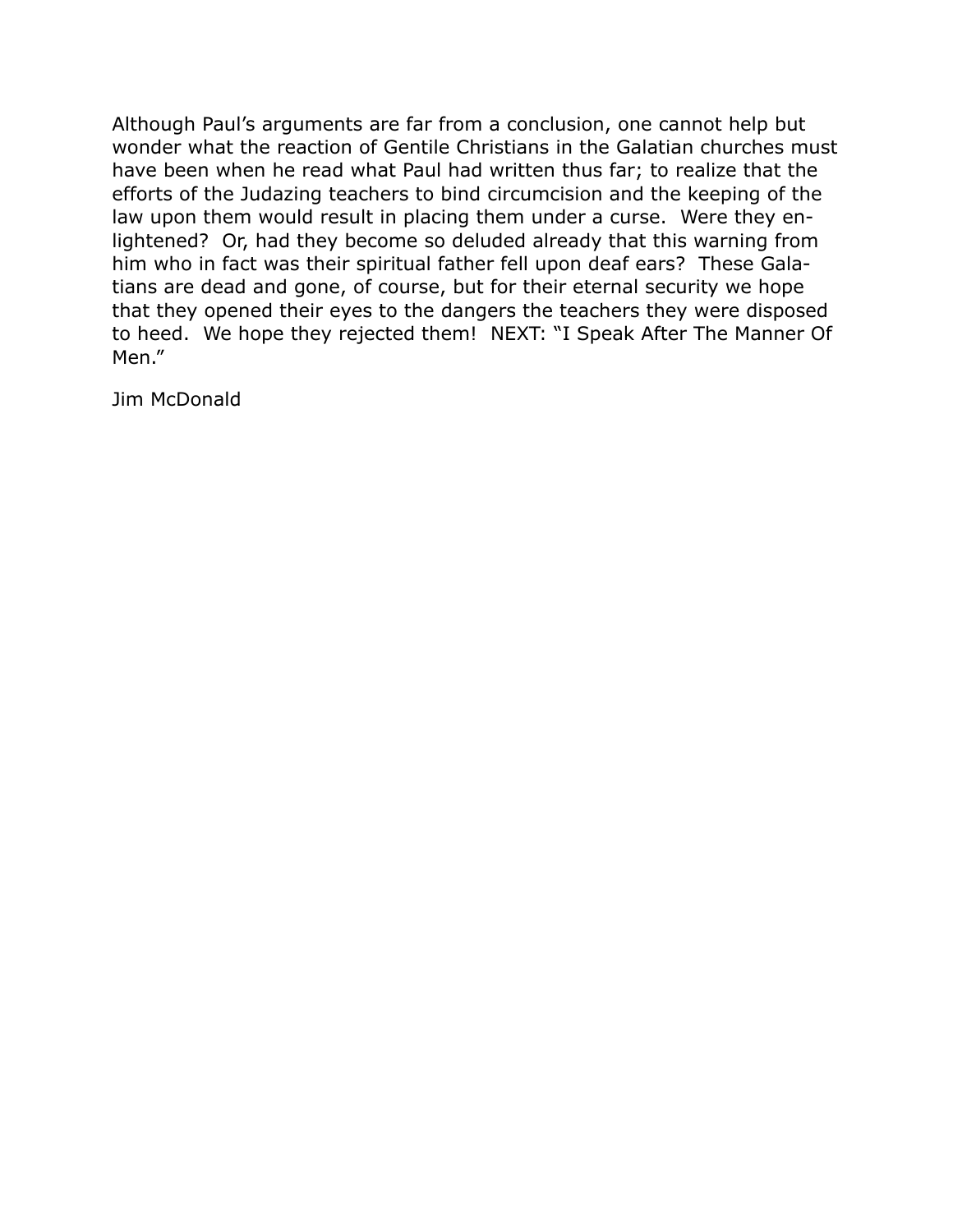Although Paul's arguments are far from a conclusion, one cannot help but wonder what the reaction of Gentile Christians in the Galatian churches must have been when he read what Paul had written thus far; to realize that the efforts of the Judazing teachers to bind circumcision and the keeping of the law upon them would result in placing them under a curse. Were they enlightened? Or, had they become so deluded already that this warning from him who in fact was their spiritual father fell upon deaf ears? These Galatians are dead and gone, of course, but for their eternal security we hope that they opened their eyes to the dangers the teachers they were disposed to heed. We hope they rejected them! NEXT: "I Speak After The Manner Of Men."

Jim McDonald